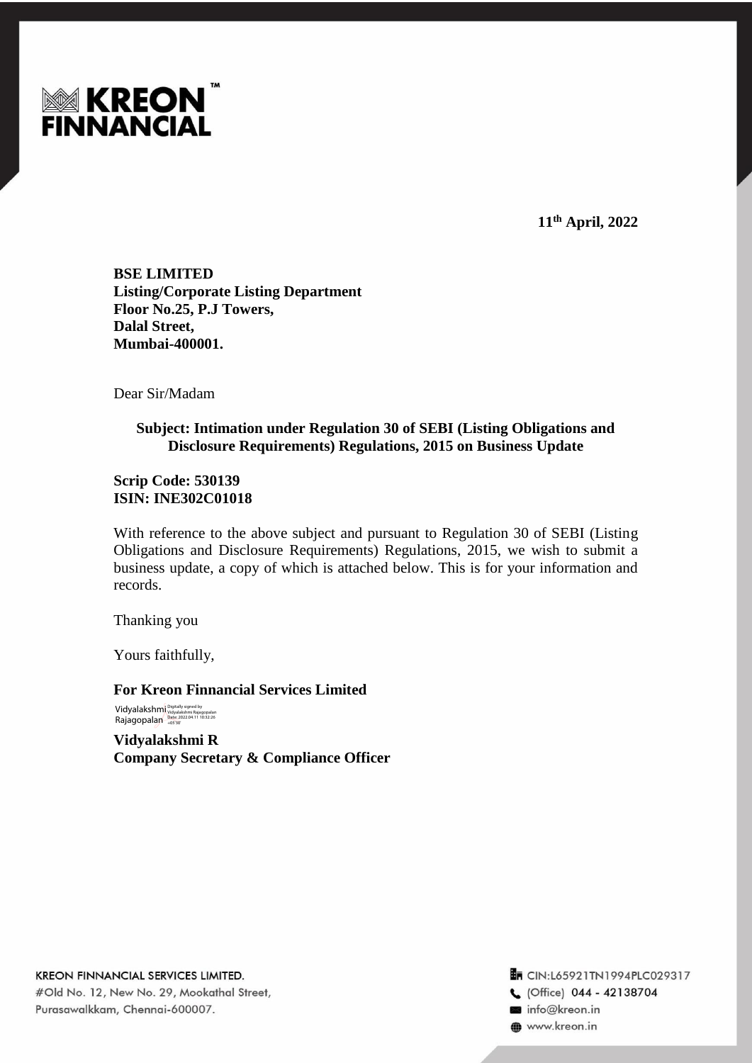**KREON FINNANCIAL**

**11th April, 2022**

**BSE LIMITED**
**Listing/Corporate Listing Department**
**Floor No.25, P.J Towers,**
**Dalal Street,**
**Mumbai-400001.**

Dear Sir/Madam

**Subject: Intimation under Regulation 30 of SEBI (Listing Obligations and Disclosure Requirements) Regulations, 2015 on Business Update**

**Scrip Code: 530139**
**ISIN: INE302C01018**

With reference to the above subject and pursuant to Regulation 30 of SEBI (Listing Obligations and Disclosure Requirements) Regulations, 2015, we wish to submit a business update, a copy of which is attached below. This is for your information and records.

Thanking you

Yours faithfully,

**For Kreon Finnancial Services Limited**

Vidyalakshmi Rajagopalan
Digitally signed by Vidyalakshmi Rajagopalan
Date: 2022.04.11 10:32:26 +05'30'

**Vidyalakshmi R**
**Company Secretary & Compliance Officer**

KREON FINNANCIAL SERVICES LIMITED.
#Old No. 12, New No. 29, Mookathal Street,
Purasawalkkam, Chennai-600007.

CIN:L65921TN1994PLC029317
(Office) 044 - 42138704
info@kreon.in
www.kreon.in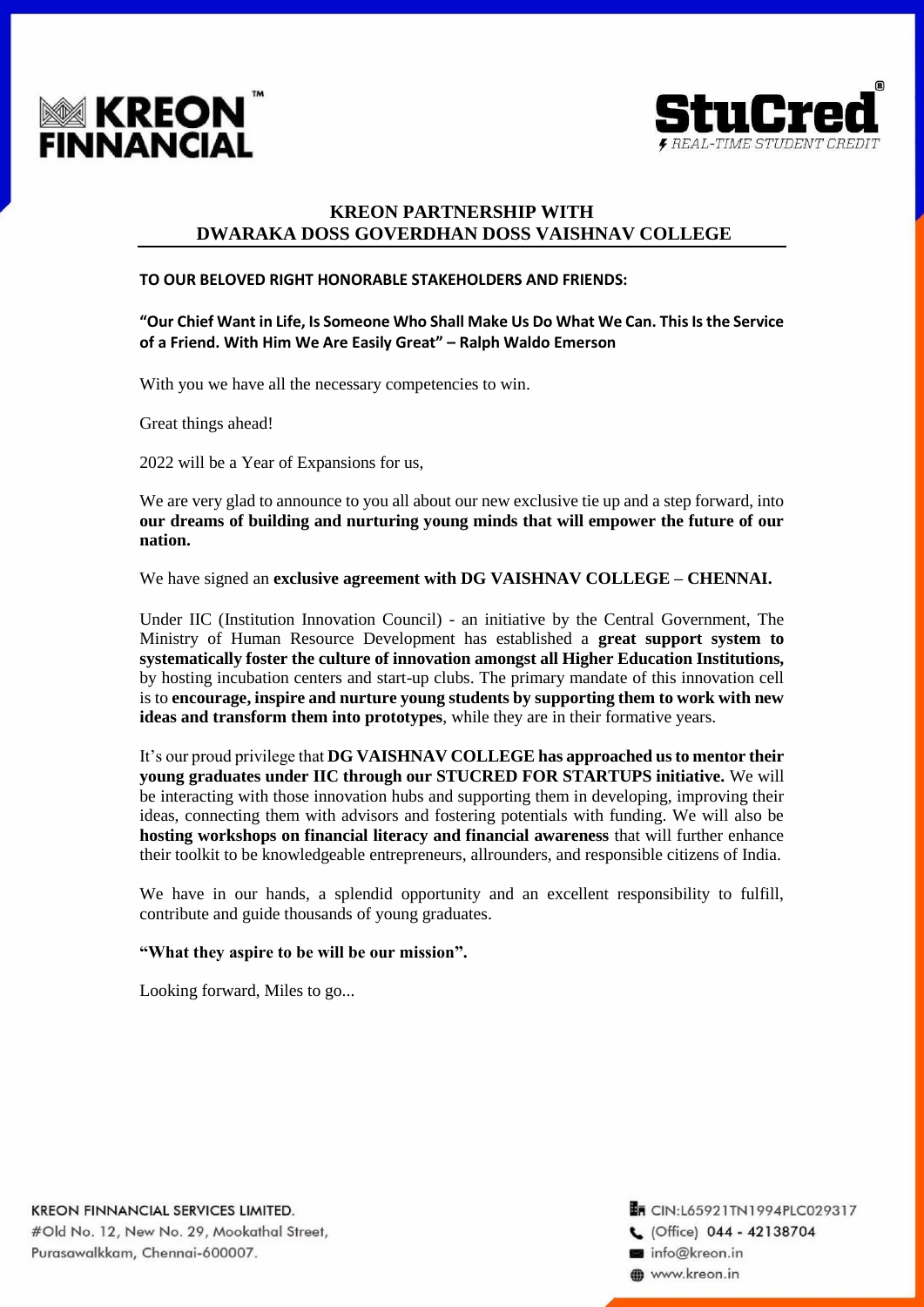## KREON PARTNERSHIP WITH DWARAKA DOSS GOVERDHAN DOSS VAISHNAV COLLEGE

**TO OUR BELOVED RIGHT HONORABLE STAKEHOLDERS AND FRIENDS:**

**"Our Chief Want in Life, Is Someone Who Shall Make Us Do What We Can. This Is the Service of a Friend. With Him We Are Easily Great" – Ralph Waldo Emerson**

With you we have all the necessary competencies to win.

Great things ahead!

2022 will be a Year of Expansions for us,

We are very glad to announce to you all about our new exclusive tie up and a step forward, into **our dreams of building and nurturing young minds that will empower the future of our nation.**

We have signed an **exclusive agreement with DG VAISHNAV COLLEGE – CHENNAI.**

Under IIC (Institution Innovation Council) - an initiative by the Central Government, The Ministry of Human Resource Development has established a **great support system to systematically foster the culture of innovation amongst all Higher Education Institutions,** by hosting incubation centers and start-up clubs. The primary mandate of this innovation cell is to **encourage, inspire and nurture young students by supporting them to work with new ideas and transform them into prototypes**, while they are in their formative years.

It's our proud privilege that **DG VAISHNAV COLLEGE has approached us to mentor their young graduates under IIC through our STUCRED FOR STARTUPS initiative.** We will be interacting with those innovation hubs and supporting them in developing, improving their ideas, connecting them with advisors and fostering potentials with funding. We will also be **hosting workshops on financial literacy and financial awareness** that will further enhance their toolkit to be knowledgeable entrepreneurs, allrounders, and responsible citizens of India.

We have in our hands, a splendid opportunity and an excellent responsibility to fulfill, contribute and guide thousands of young graduates.

**"What they aspire to be will be our mission".**

Looking forward, Miles to go...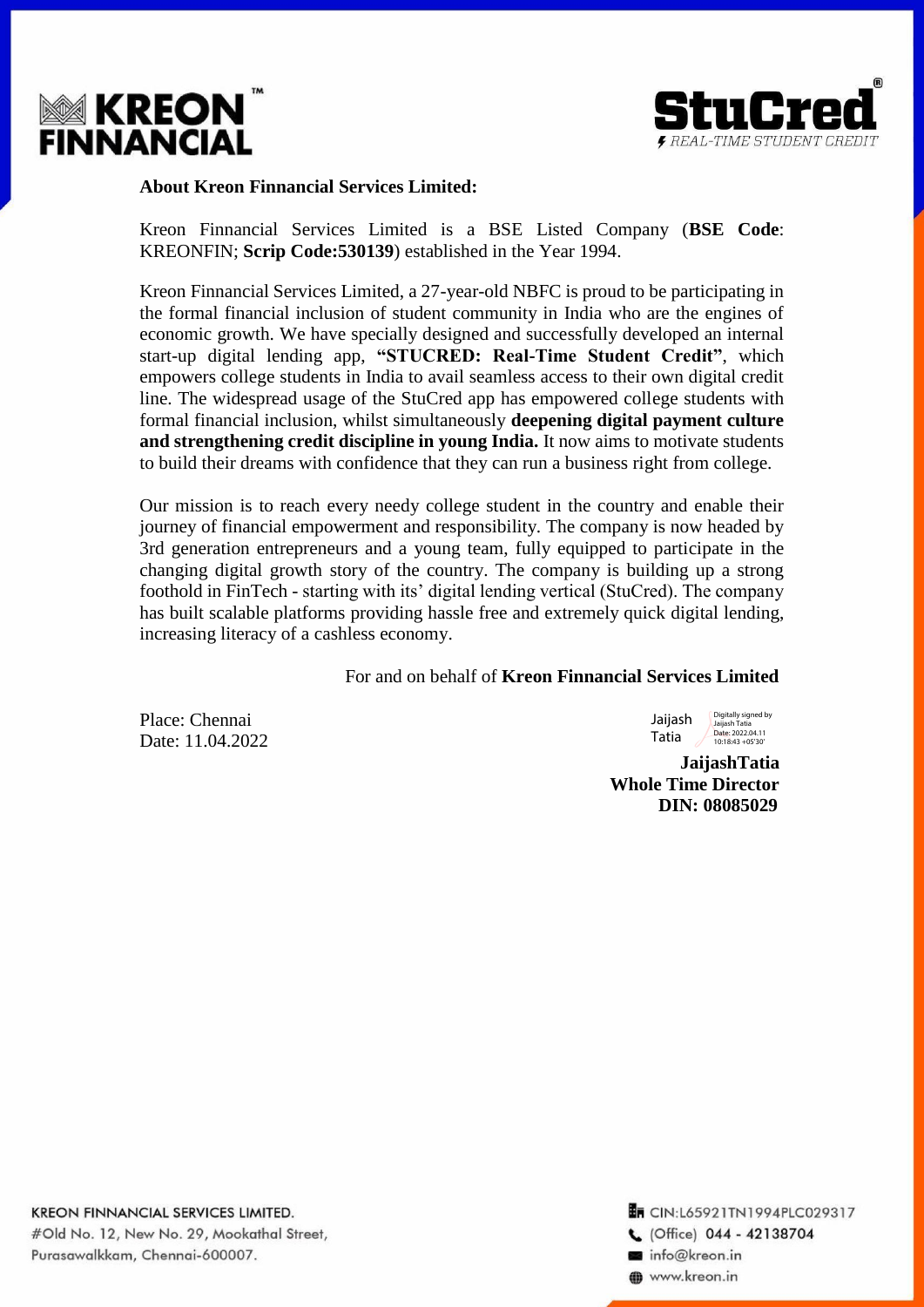**About Kreon Finnancial Services Limited:**

Kreon Finnancial Services Limited is a BSE Listed Company (**BSE Code**: KREONFIN; **Scrip Code:530139**) established in the Year 1994.

Kreon Finnancial Services Limited, a 27-year-old NBFC is proud to be participating in the formal financial inclusion of student community in India who are the engines of economic growth. We have specially designed and successfully developed an internal start-up digital lending app, **"STUCRED: Real-Time Student Credit"**, which empowers college students in India to avail seamless access to their own digital credit line. The widespread usage of the StuCred app has empowered college students with formal financial inclusion, whilst simultaneously **deepening digital payment culture and strengthening credit discipline in young India.** It now aims to motivate students to build their dreams with confidence that they can run a business right from college.

Our mission is to reach every needy college student in the country and enable their journey of financial empowerment and responsibility. The company is now headed by 3rd generation entrepreneurs and a young team, fully equipped to participate in the changing digital growth story of the country. The company is building up a strong foothold in FinTech - starting with its' digital lending vertical (StuCred). The company has built scalable platforms providing hassle free and extremely quick digital lending, increasing literacy of a cashless economy.

For and on behalf of **Kreon Finnancial Services Limited**

Place: Chennai
Date: 11.04.2022

Jaijash Tatia
Digitally signed by Jaijash Tatia
Date: 2022.04.11 10:18:43 +05'30'

**JaijashTatia**
**Whole Time Director**
**DIN: 08085029**

KREON FINNANCIAL SERVICES LIMITED.
#Old No. 12, New No. 29, Mookathal Street, Purasawalkkam, Chennai-600007.

CIN:L65921TN1994PLC029317
(Office) 044 - 42138704
info@kreon.in
www.kreon.in